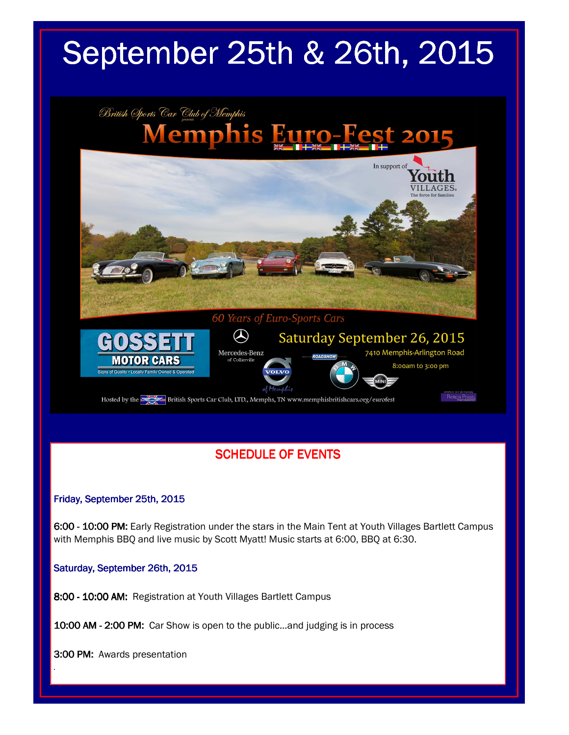# September 25th & 26th, 2015

British Sports Car Club of Memphis presents

## Memphis Euro-Fest 2015

In support of Youth VILLAGES. The force for families

*60 Years of Euro-Sports Cars*

GOSSETT MOTOR CARS
Signs of Quality • Locally Family Owned & Operated

Mercedes-Benz of Collierville

VOLVO of Memphis

ROADSHOW BMW MINI

Saturday September 26, 2015
7410 Memphis-Arlington Road
8:00am to 3:00 pm

Hosted by the British Sports Car Club, LTD., Memphs, TN www.memphisbritishcars.org/eurofest

Patricia Possel Photography

## SCHEDULE OF EVENTS

### Friday, September 25th, 2015

**6:00 - 10:00 PM:** Early Registration under the stars in the Main Tent at Youth Villages Bartlett Campus with Memphis BBQ and live music by Scott Myatt! Music starts at 6:00, BBQ at 6:30.

### Saturday, September 26th, 2015

**8:00 - 10:00 AM:** Registration at Youth Villages Bartlett Campus

**10:00 AM - 2:00 PM:** Car Show is open to the public...and judging is in process

**3:00 PM:** Awards presentation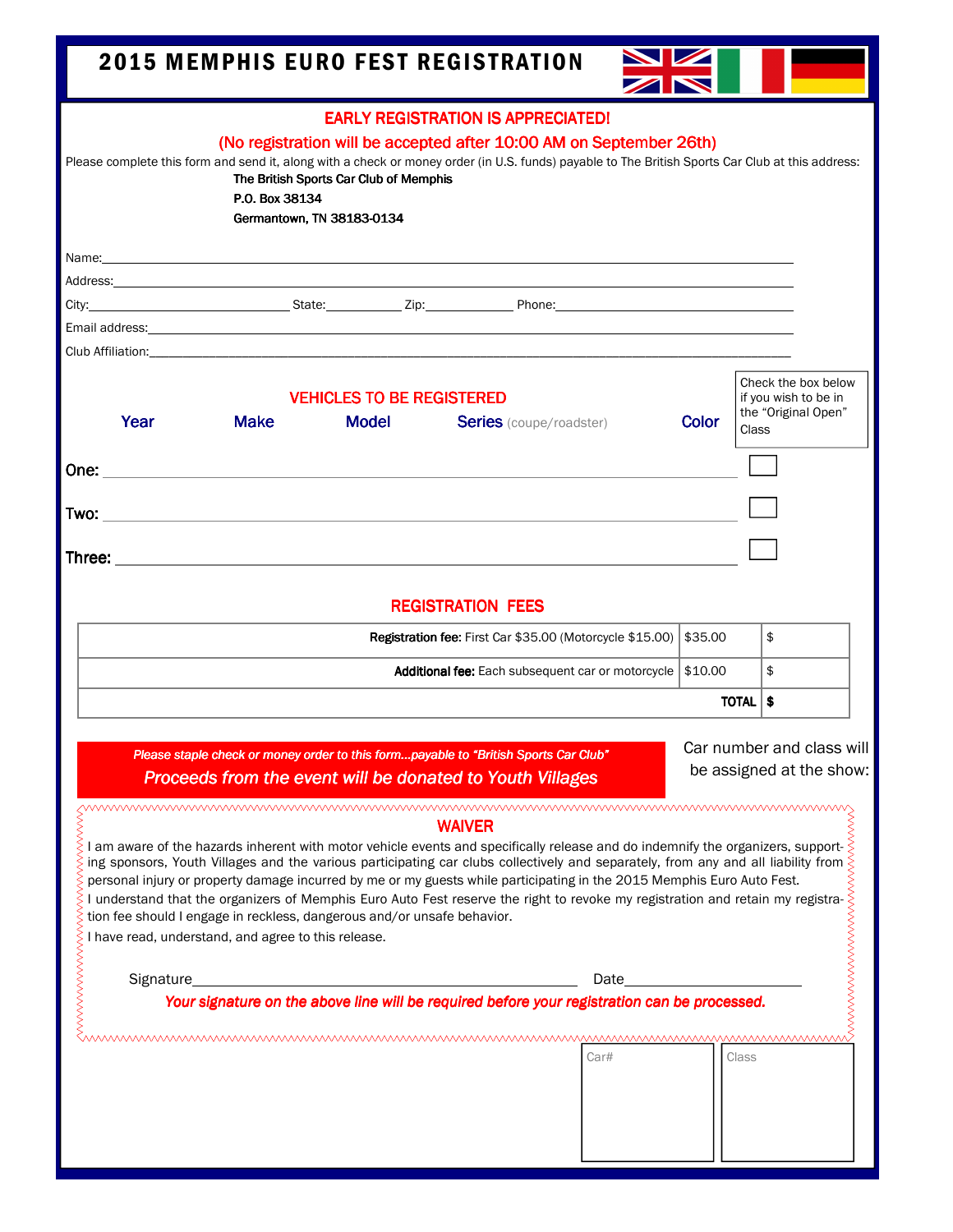# 2015 MEMPHIS EURO FEST REGISTRATION

**EARLY REGISTRATION IS APPRECIATED!**

**(No registration will be accepted after 10:00 AM on September 26th)**

Please complete this form and send it, along with a check or money order (in U.S. funds) payable to The British Sports Car Club at this address:

**The British Sports Car Club of Memphis**
**P.O. Box 38134**
**Germantown, TN 38183-0134**

Name:\_\_\_\_\_\_\_\_\_\_\_\_\_\_\_\_\_\_\_\_\_\_\_\_\_\_\_\_\_\_\_\_\_\_\_\_\_\_\_\_\_\_\_\_\_\_\_\_\_\_\_\_\_\_\_\_\_\_\_\_

Address:\_\_\_\_\_\_\_\_\_\_\_\_\_\_\_\_\_\_\_\_\_\_\_\_\_\_\_\_\_\_\_\_\_\_\_\_\_\_\_\_\_\_\_\_\_\_\_\_\_\_\_\_\_\_\_\_\_\_

City:\_\_\_\_\_\_\_\_\_\_\_\_\_\_\_\_\_\_\_\_ State:\_\_\_\_\_\_\_\_ Zip:\_\_\_\_\_\_\_\_ Phone:\_\_\_\_\_\_\_\_\_\_\_\_\_\_\_\_\_\_

Email address:\_\_\_\_\_\_\_\_\_\_\_\_\_\_\_\_\_\_\_\_\_\_\_\_\_\_\_\_\_\_\_\_\_\_\_\_\_\_\_\_\_\_\_\_\_\_\_\_\_\_\_\_\_

Club Affiliation:\_\_\_\_\_\_\_\_\_\_\_\_\_\_\_\_\_\_\_\_\_\_\_\_\_\_\_\_\_\_\_\_\_\_\_\_\_\_\_\_\_\_\_\_\_\_\_\_\_\_\_\_

## VEHICLES TO BE REGISTERED

| | Year | Make | Model | Series (coupe/roadster) | Color | Check the box below if you wish to be in the "Original Open" Class |
|---|---|---|---|---|---|---|
| One: | | | | | | ☐ |
| Two: | | | | | | ☐ |
| Three: | | | | | | ☐ |

## REGISTRATION FEES

| | | |
|---|---|---|
| **Registration fee:** First Car $35.00 (Motorcycle $15.00) | $35.00 | $ |
| **Additional fee:** Each subsequent car or motorcycle | $10.00 | $ |
| **TOTAL** | | **$** |

*Please staple check or money order to this form...payable to "British Sports Car Club"*

*Proceeds from the event will be donated to Youth Villages*

Car number and class will be assigned at the show:

## WAIVER

I am aware of the hazards inherent with motor vehicle events and specifically release and do indemnify the organizers, supporting sponsors, Youth Villages and the various participating car clubs collectively and separately, from any and all liability from personal injury or property damage incurred by me or my guests while participating in the 2015 Memphis Euro Auto Fest.

I understand that the organizers of Memphis Euro Auto Fest reserve the right to revoke my registration and retain my registration fee should I engage in reckless, dangerous and/or unsafe behavior.

I have read, understand, and agree to this release.

Signature\_\_\_\_\_\_\_\_\_\_\_\_\_\_\_\_\_\_\_\_\_\_\_\_\_\_\_\_\_\_\_\_\_\_\_\_\_\_\_\_ Date\_\_\_\_\_\_\_\_\_\_\_\_\_\_\_\_\_\_\_\_

***Your signature on the above line will be required before your registration can be processed.***

| Car# | Class |
|---|---|
| | |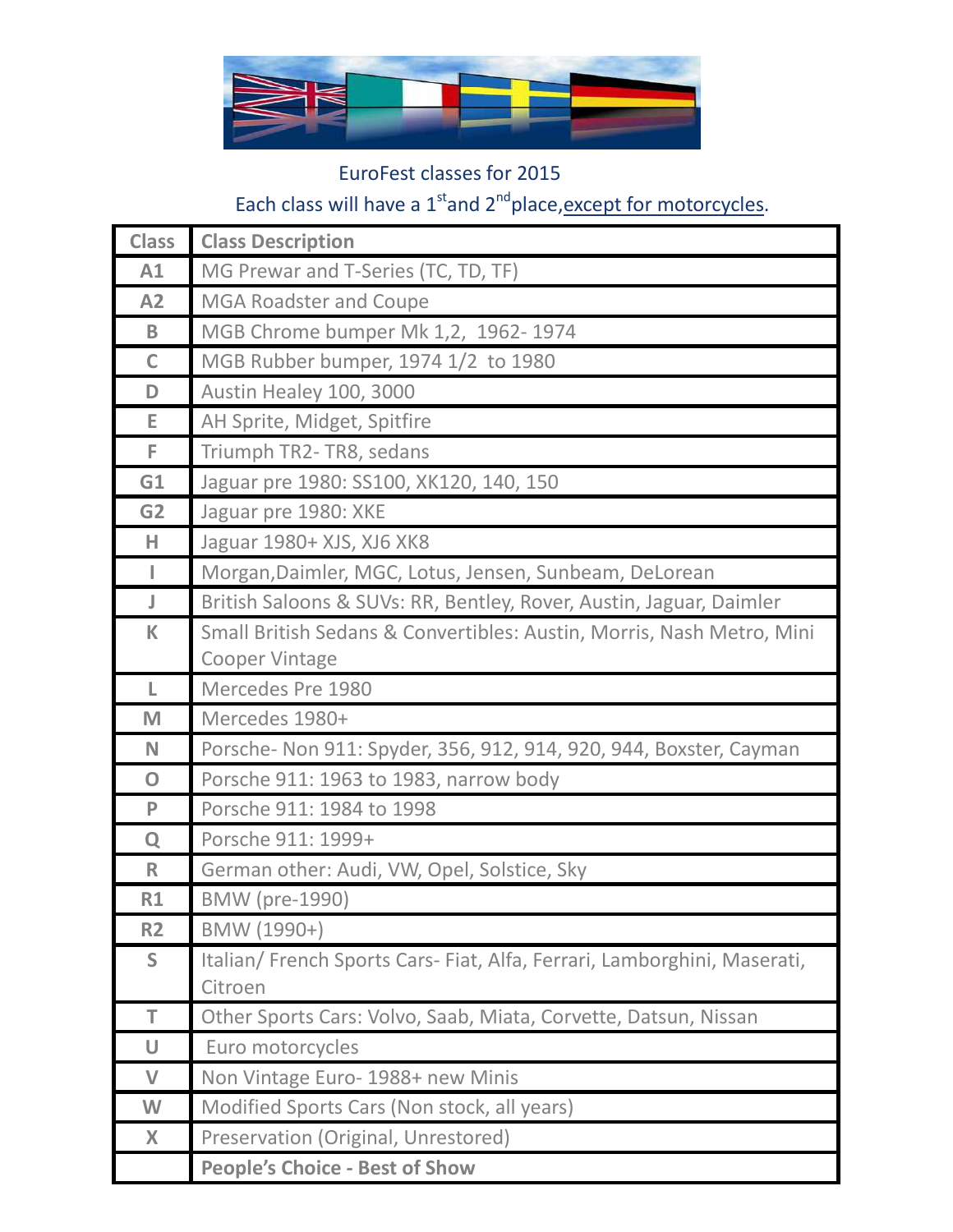EuroFest classes for 2015

Each class will have a 1st and 2nd place, except for motorcycles.

| Class | Class Description |
|---|---|
| A1 | MG Prewar and T-Series (TC, TD, TF) |
| A2 | MGA Roadster and Coupe |
| B | MGB Chrome bumper Mk 1,2, 1962- 1974 |
| C | MGB Rubber bumper, 1974 1/2 to 1980 |
| D | Austin Healey 100, 3000 |
| E | AH Sprite, Midget, Spitfire |
| F | Triumph TR2- TR8, sedans |
| G1 | Jaguar pre 1980: SS100, XK120, 140, 150 |
| G2 | Jaguar pre 1980: XKE |
| H | Jaguar 1980+ XJS, XJ6 XK8 |
| I | Morgan,Daimler, MGC, Lotus, Jensen, Sunbeam, DeLorean |
| J | British Saloons & SUVs: RR, Bentley, Rover, Austin, Jaguar, Daimler |
| K | Small British Sedans & Convertibles: Austin, Morris, Nash Metro, Mini Cooper Vintage |
| L | Mercedes Pre 1980 |
| M | Mercedes 1980+ |
| N | Porsche- Non 911: Spyder, 356, 912, 914, 920, 944, Boxster, Cayman |
| O | Porsche 911: 1963 to 1983, narrow body |
| P | Porsche 911: 1984 to 1998 |
| Q | Porsche 911: 1999+ |
| R | German other: Audi, VW, Opel, Solstice, Sky |
| R1 | BMW (pre-1990) |
| R2 | BMW (1990+) |
| S | Italian/ French Sports Cars- Fiat, Alfa, Ferrari, Lamborghini, Maserati, Citroen |
| T | Other Sports Cars: Volvo, Saab, Miata, Corvette, Datsun, Nissan |
| U | Euro motorcycles |
| V | Non Vintage Euro- 1988+ new Minis |
| W | Modified Sports Cars (Non stock, all years) |
| X | Preservation (Original, Unrestored) |
| | **People's Choice - Best of Show** |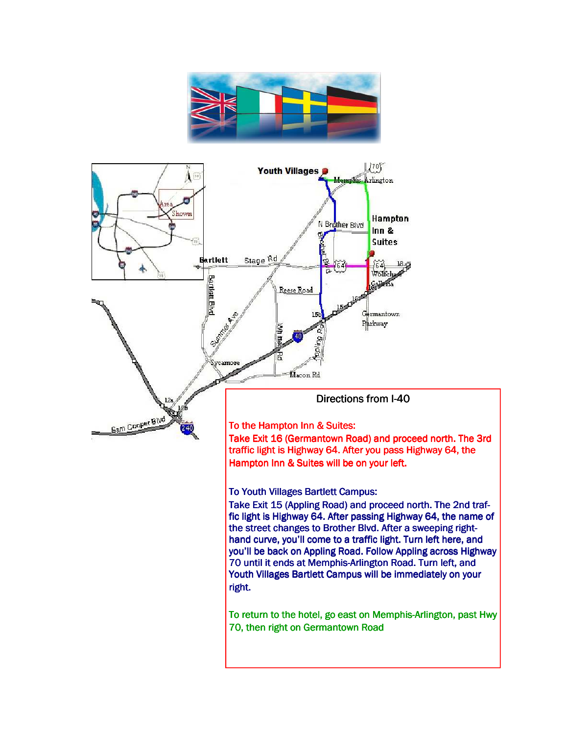## Directions from I-40

**To the Hampton Inn & Suites:**
Take Exit 16 (Germantown Road) and proceed north. The 3rd traffic light is Highway 64. After you pass Highway 64, the Hampton Inn & Suites will be on your left.

**To Youth Villages Bartlett Campus:**
Take Exit 15 (Appling Road) and proceed north. The 2nd traffic light is Highway 64. After passing Highway 64, the name of the street changes to Brother Blvd. After a sweeping right-hand curve, you'll come to a traffic light. Turn left here, and you'll be back on Appling Road. Follow Appling across Highway 70 until it ends at Memphis-Arlington Road. Turn left, and Youth Villages Bartlett Campus will be immediately on your right.

To return to the hotel, go east on Memphis-Arlington, past Hwy 70, then right on Germantown Road